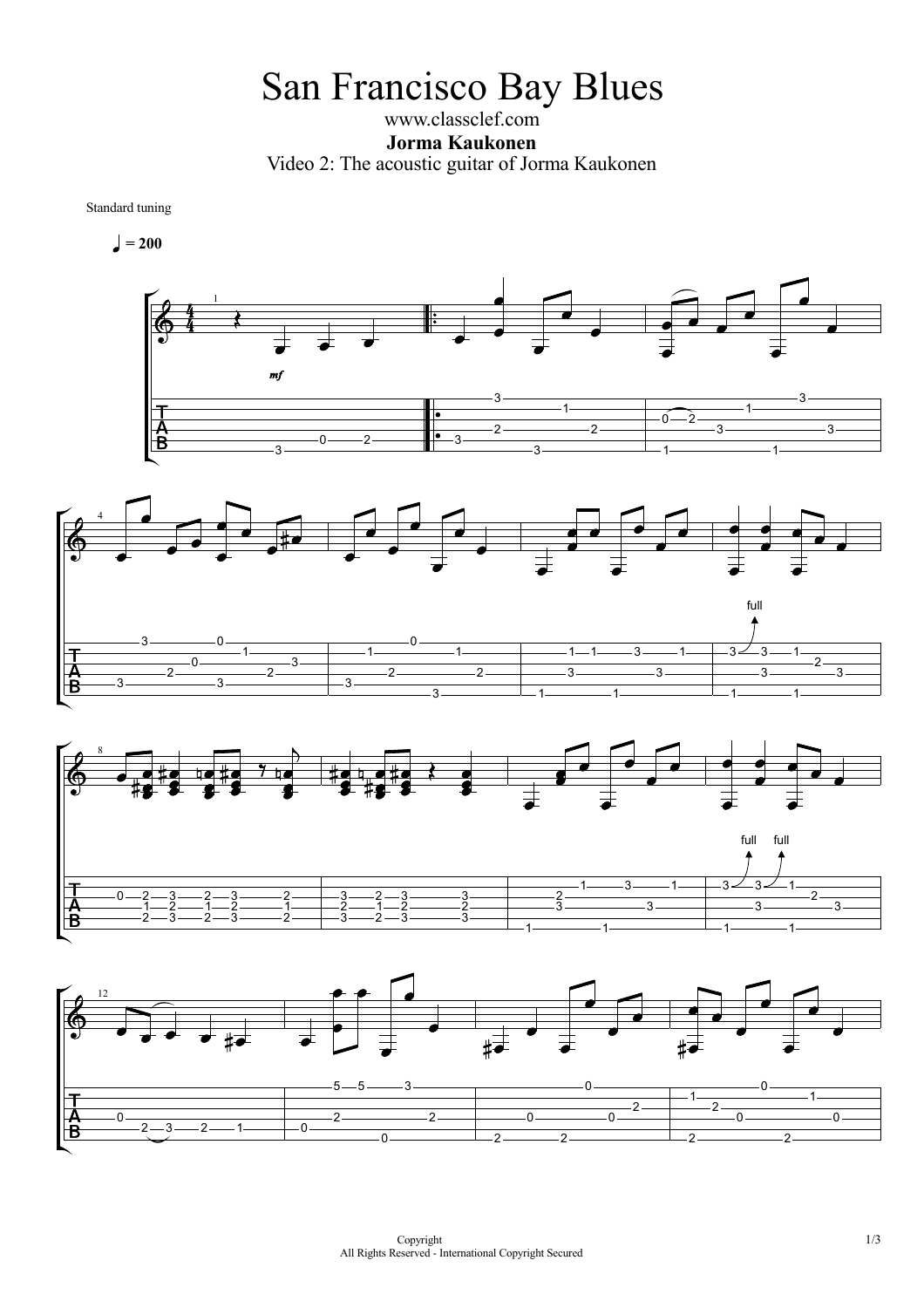# San Francisco Bay Blues

www.classclef.com

**Jorma Kaukonen**

Video 2: The acoustic guitar of Jorma Kaukonen

Standard tuning

♩ = 200